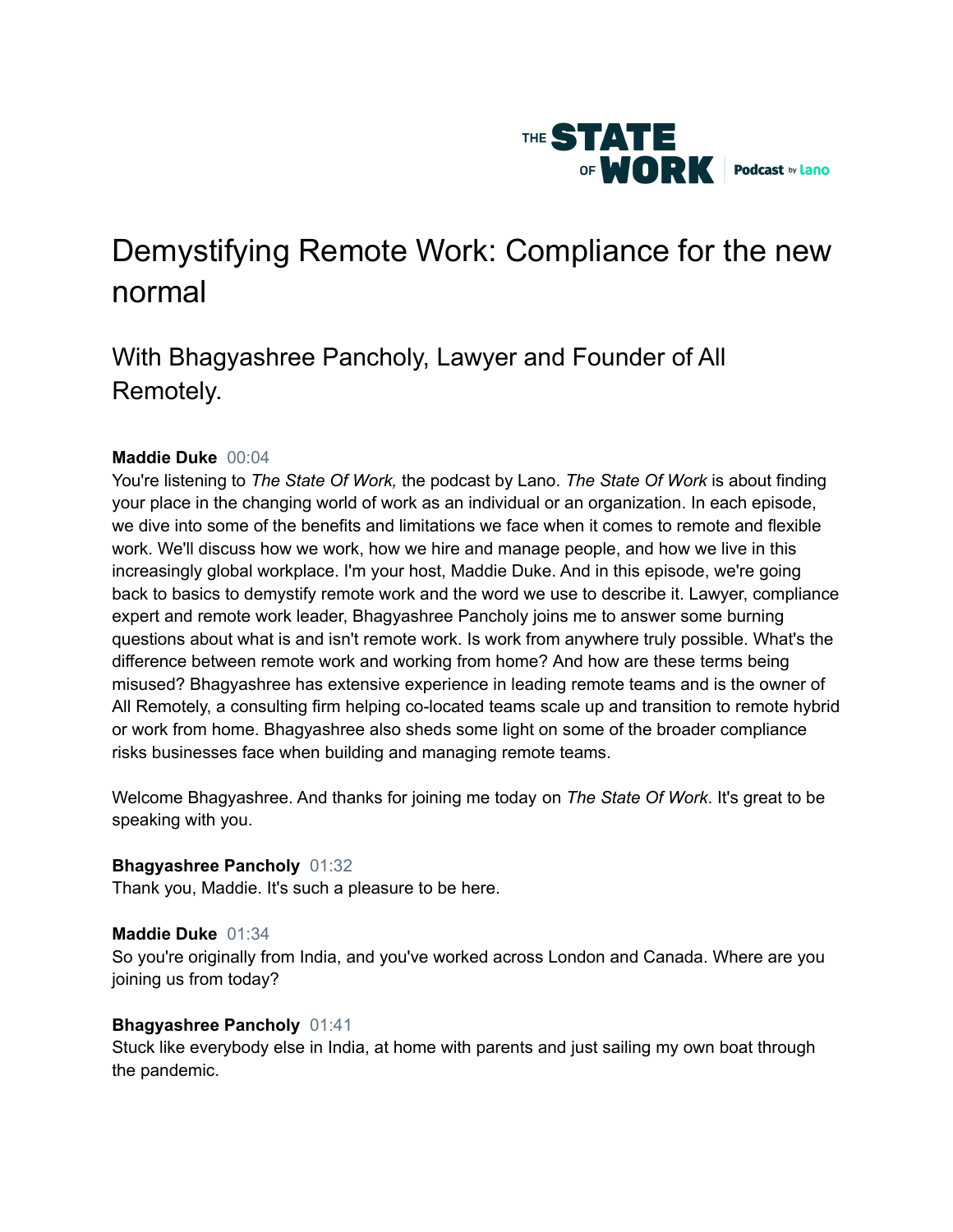THE STATE OF WORK | Podcast by Lano

# Demystifying Remote Work: Compliance for the new normal

## With Bhagyashree Pancholy, Lawyer and Founder of All Remotely.

**Maddie Duke** 00:04
You're listening to *The State Of Work,* the podcast by Lano. *The State Of Work* is about finding your place in the changing world of work as an individual or an organization. In each episode, we dive into some of the benefits and limitations we face when it comes to remote and flexible work. We'll discuss how we work, how we hire and manage people, and how we live in this increasingly global workplace. I'm your host, Maddie Duke. And in this episode, we're going back to basics to demystify remote work and the word we use to describe it. Lawyer, compliance expert and remote work leader, Bhagyashree Pancholy joins me to answer some burning questions about what is and isn't remote work. Is work from anywhere truly possible. What's the difference between remote work and working from home? And how are these terms being misused? Bhagyashree has extensive experience in leading remote teams and is the owner of All Remotely, a consulting firm helping co-located teams scale up and transition to remote hybrid or work from home. Bhagyashree also sheds some light on some of the broader compliance risks businesses face when building and managing remote teams.

Welcome Bhagyashree. And thanks for joining me today on *The State Of Work*. It's great to be speaking with you.

**Bhagyashree Pancholy** 01:32
Thank you, Maddie. It's such a pleasure to be here.

**Maddie Duke** 01:34
So you're originally from India, and you've worked across London and Canada. Where are you joining us from today?

**Bhagyashree Pancholy** 01:41
Stuck like everybody else in India, at home with parents and just sailing my own boat through the pandemic.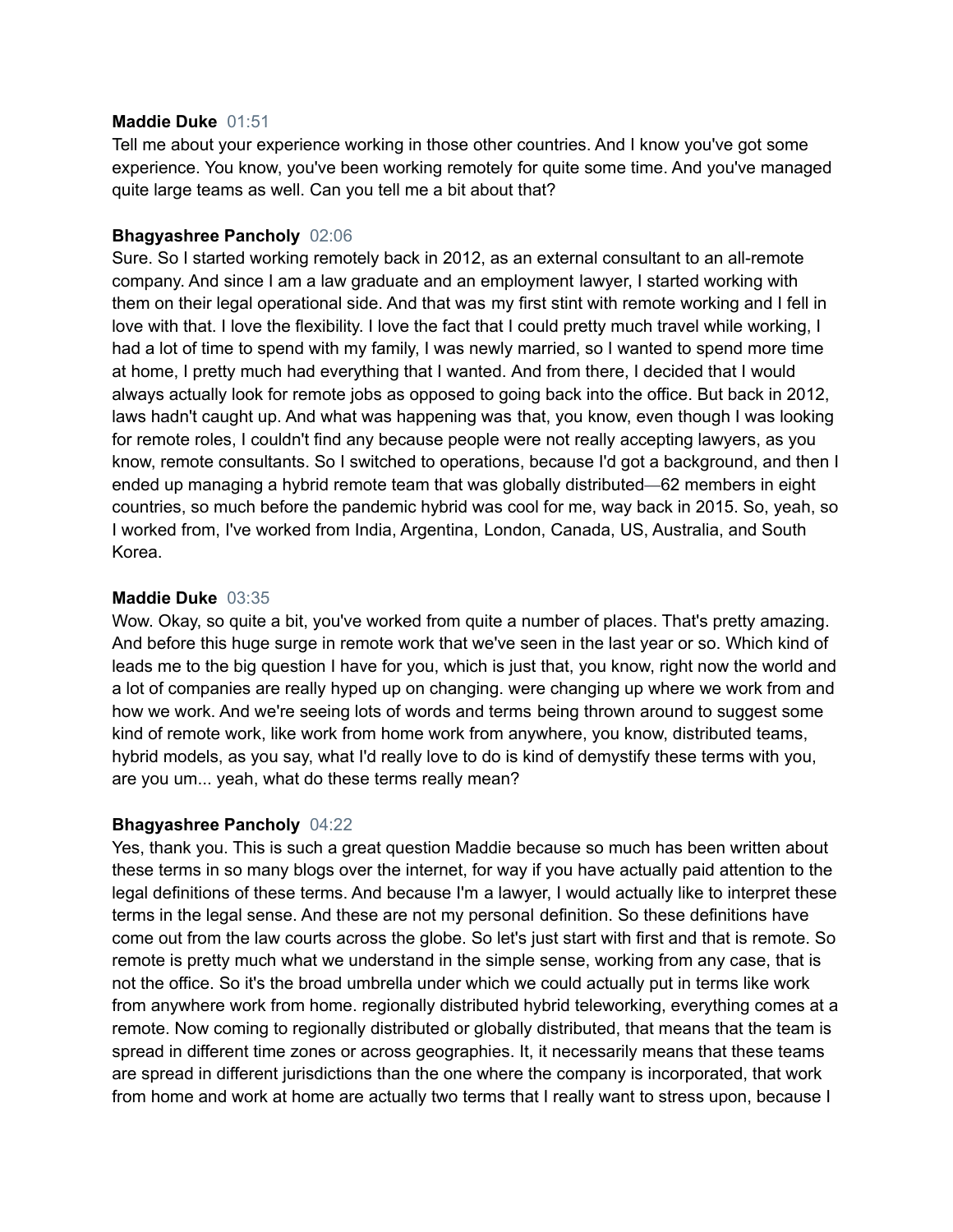**Maddie Duke** 01:51
Tell me about your experience working in those other countries. And I know you've got some experience. You know, you've been working remotely for quite some time. And you've managed quite large teams as well. Can you tell me a bit about that?

**Bhagyashree Pancholy** 02:06
Sure. So I started working remotely back in 2012, as an external consultant to an all-remote company. And since I am a law graduate and an employment lawyer, I started working with them on their legal operational side. And that was my first stint with remote working and I fell in love with that. I love the flexibility. I love the fact that I could pretty much travel while working, I had a lot of time to spend with my family, I was newly married, so I wanted to spend more time at home, I pretty much had everything that I wanted. And from there, I decided that I would always actually look for remote jobs as opposed to going back into the office. But back in 2012, laws hadn't caught up. And what was happening was that, you know, even though I was looking for remote roles, I couldn't find any because people were not really accepting lawyers, as you know, remote consultants. So I switched to operations, because I'd got a background, and then I ended up managing a hybrid remote team that was globally distributed—62 members in eight countries, so much before the pandemic hybrid was cool for me, way back in 2015. So, yeah, so I worked from, I've worked from India, Argentina, London, Canada, US, Australia, and South Korea.

**Maddie Duke** 03:35
Wow. Okay, so quite a bit, you've worked from quite a number of places. That's pretty amazing. And before this huge surge in remote work that we've seen in the last year or so. Which kind of leads me to the big question I have for you, which is just that, you know, right now the world and a lot of companies are really hyped up on changing. were changing up where we work from and how we work. And we're seeing lots of words and terms being thrown around to suggest some kind of remote work, like work from home work from anywhere, you know, distributed teams, hybrid models, as you say, what I'd really love to do is kind of demystify these terms with you, are you um... yeah, what do these terms really mean?

**Bhagyashree Pancholy** 04:22
Yes, thank you. This is such a great question Maddie because so much has been written about these terms in so many blogs over the internet, for way if you have actually paid attention to the legal definitions of these terms. And because I'm a lawyer, I would actually like to interpret these terms in the legal sense. And these are not my personal definition. So these definitions have come out from the law courts across the globe. So let's just start with first and that is remote. So remote is pretty much what we understand in the simple sense, working from any case, that is not the office. So it's the broad umbrella under which we could actually put in terms like work from anywhere work from home. regionally distributed hybrid teleworking, everything comes at a remote. Now coming to regionally distributed or globally distributed, that means that the team is spread in different time zones or across geographies. It, it necessarily means that these teams are spread in different jurisdictions than the one where the company is incorporated, that work from home and work at home are actually two terms that I really want to stress upon, because I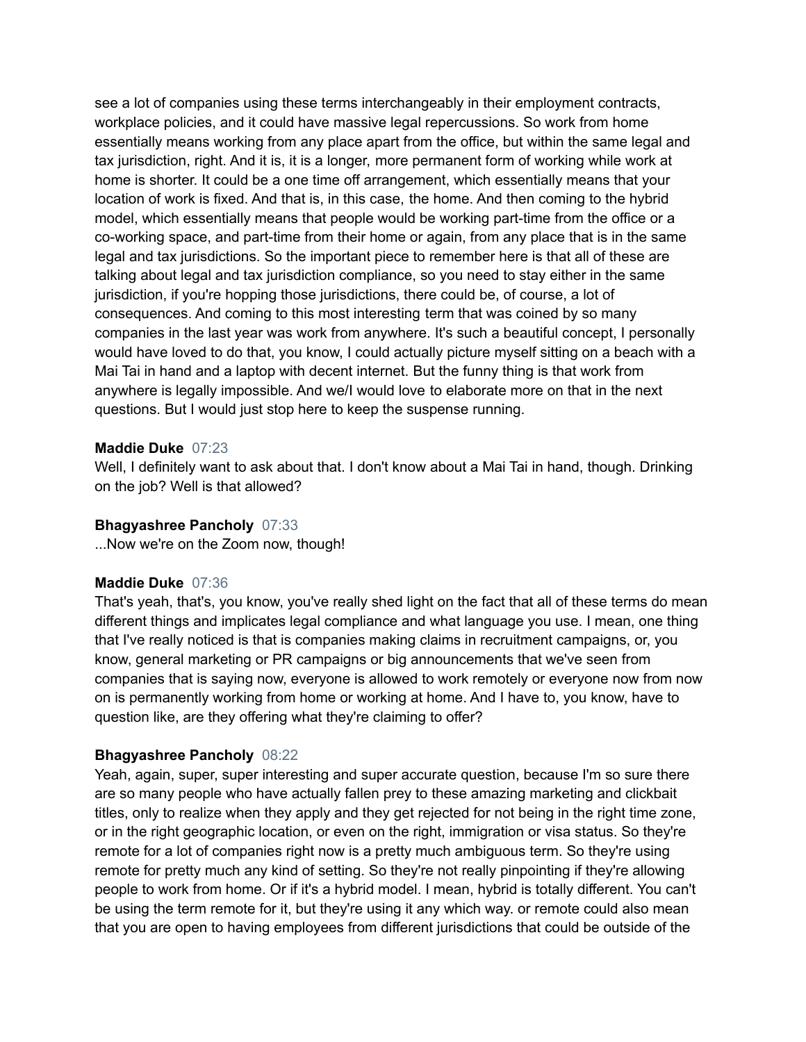see a lot of companies using these terms interchangeably in their employment contracts, workplace policies, and it could have massive legal repercussions. So work from home essentially means working from any place apart from the office, but within the same legal and tax jurisdiction, right. And it is, it is a longer, more permanent form of working while work at home is shorter. It could be a one time off arrangement, which essentially means that your location of work is fixed. And that is, in this case, the home. And then coming to the hybrid model, which essentially means that people would be working part-time from the office or a co-working space, and part-time from their home or again, from any place that is in the same legal and tax jurisdictions. So the important piece to remember here is that all of these are talking about legal and tax jurisdiction compliance, so you need to stay either in the same jurisdiction, if you're hopping those jurisdictions, there could be, of course, a lot of consequences. And coming to this most interesting term that was coined by so many companies in the last year was work from anywhere. It's such a beautiful concept, I personally would have loved to do that, you know, I could actually picture myself sitting on a beach with a Mai Tai in hand and a laptop with decent internet. But the funny thing is that work from anywhere is legally impossible. And we/I would love to elaborate more on that in the next questions. But I would just stop here to keep the suspense running.

**Maddie Duke** 07:23
Well, I definitely want to ask about that. I don't know about a Mai Tai in hand, though. Drinking on the job? Well is that allowed?

**Bhagyashree Pancholy** 07:33
...Now we're on the Zoom now, though!

**Maddie Duke** 07:36
That's yeah, that's, you know, you've really shed light on the fact that all of these terms do mean different things and implicates legal compliance and what language you use. I mean, one thing that I've really noticed is that is companies making claims in recruitment campaigns, or, you know, general marketing or PR campaigns or big announcements that we've seen from companies that is saying now, everyone is allowed to work remotely or everyone now from now on is permanently working from home or working at home. And I have to, you know, have to question like, are they offering what they're claiming to offer?

**Bhagyashree Pancholy** 08:22
Yeah, again, super, super interesting and super accurate question, because I'm so sure there are so many people who have actually fallen prey to these amazing marketing and clickbait titles, only to realize when they apply and they get rejected for not being in the right time zone, or in the right geographic location, or even on the right, immigration or visa status. So they're remote for a lot of companies right now is a pretty much ambiguous term. So they're using remote for pretty much any kind of setting. So they're not really pinpointing if they're allowing people to work from home. Or if it's a hybrid model. I mean, hybrid is totally different. You can't be using the term remote for it, but they're using it any which way. or remote could also mean that you are open to having employees from different jurisdictions that could be outside of the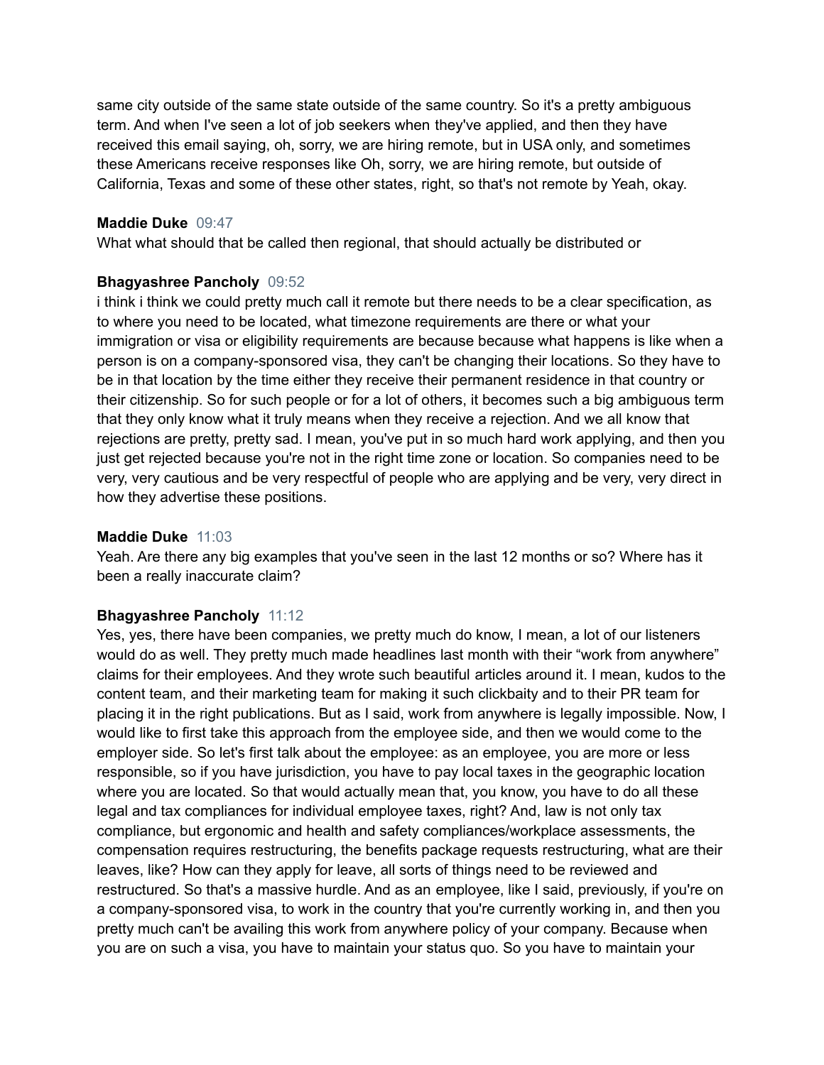same city outside of the same state outside of the same country. So it's a pretty ambiguous term. And when I've seen a lot of job seekers when they've applied, and then they have received this email saying, oh, sorry, we are hiring remote, but in USA only, and sometimes these Americans receive responses like Oh, sorry, we are hiring remote, but outside of California, Texas and some of these other states, right, so that's not remote by Yeah, okay.

**Maddie Duke** 09:47
What what should that be called then regional, that should actually be distributed or

**Bhagyashree Pancholy** 09:52
i think i think we could pretty much call it remote but there needs to be a clear specification, as to where you need to be located, what timezone requirements are there or what your immigration or visa or eligibility requirements are because because what happens is like when a person is on a company-sponsored visa, they can't be changing their locations. So they have to be in that location by the time either they receive their permanent residence in that country or their citizenship. So for such people or for a lot of others, it becomes such a big ambiguous term that they only know what it truly means when they receive a rejection. And we all know that rejections are pretty, pretty sad. I mean, you've put in so much hard work applying, and then you just get rejected because you're not in the right time zone or location. So companies need to be very, very cautious and be very respectful of people who are applying and be very, very direct in how they advertise these positions.

**Maddie Duke** 11:03
Yeah. Are there any big examples that you've seen in the last 12 months or so? Where has it been a really inaccurate claim?

**Bhagyashree Pancholy** 11:12
Yes, yes, there have been companies, we pretty much do know, I mean, a lot of our listeners would do as well. They pretty much made headlines last month with their "work from anywhere" claims for their employees. And they wrote such beautiful articles around it. I mean, kudos to the content team, and their marketing team for making it such clickbaity and to their PR team for placing it in the right publications. But as I said, work from anywhere is legally impossible. Now, I would like to first take this approach from the employee side, and then we would come to the employer side. So let's first talk about the employee: as an employee, you are more or less responsible, so if you have jurisdiction, you have to pay local taxes in the geographic location where you are located. So that would actually mean that, you know, you have to do all these legal and tax compliances for individual employee taxes, right? And, law is not only tax compliance, but ergonomic and health and safety compliances/workplace assessments, the compensation requires restructuring, the benefits package requests restructuring, what are their leaves, like? How can they apply for leave, all sorts of things need to be reviewed and restructured. So that's a massive hurdle. And as an employee, like I said, previously, if you're on a company-sponsored visa, to work in the country that you're currently working in, and then you pretty much can't be availing this work from anywhere policy of your company. Because when you are on such a visa, you have to maintain your status quo. So you have to maintain your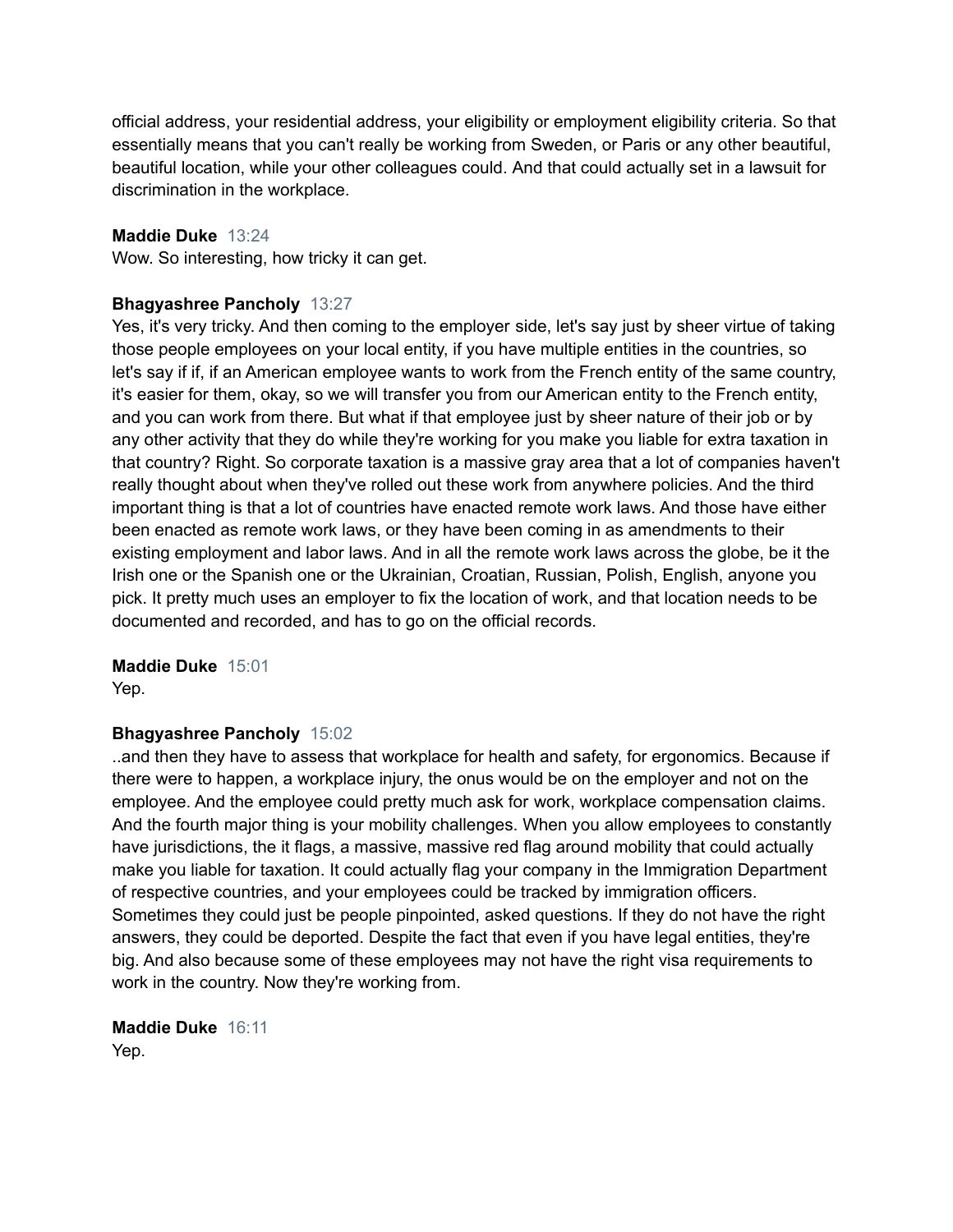official address, your residential address, your eligibility or employment eligibility criteria. So that essentially means that you can't really be working from Sweden, or Paris or any other beautiful, beautiful location, while your other colleagues could. And that could actually set in a lawsuit for discrimination in the workplace.

**Maddie Duke** 13:24
Wow. So interesting, how tricky it can get.

**Bhagyashree Pancholy** 13:27
Yes, it's very tricky. And then coming to the employer side, let's say just by sheer virtue of taking those people employees on your local entity, if you have multiple entities in the countries, so let's say if if, if an American employee wants to work from the French entity of the same country, it's easier for them, okay, so we will transfer you from our American entity to the French entity, and you can work from there. But what if that employee just by sheer nature of their job or by any other activity that they do while they're working for you make you liable for extra taxation in that country? Right. So corporate taxation is a massive gray area that a lot of companies haven't really thought about when they've rolled out these work from anywhere policies. And the third important thing is that a lot of countries have enacted remote work laws. And those have either been enacted as remote work laws, or they have been coming in as amendments to their existing employment and labor laws. And in all the remote work laws across the globe, be it the Irish one or the Spanish one or the Ukrainian, Croatian, Russian, Polish, English, anyone you pick. It pretty much uses an employer to fix the location of work, and that location needs to be documented and recorded, and has to go on the official records.

**Maddie Duke** 15:01
Yep.

**Bhagyashree Pancholy** 15:02
..and then they have to assess that workplace for health and safety, for ergonomics. Because if there were to happen, a workplace injury, the onus would be on the employer and not on the employee. And the employee could pretty much ask for work, workplace compensation claims. And the fourth major thing is your mobility challenges. When you allow employees to constantly have jurisdictions, the it flags, a massive, massive red flag around mobility that could actually make you liable for taxation. It could actually flag your company in the Immigration Department of respective countries, and your employees could be tracked by immigration officers. Sometimes they could just be people pinpointed, asked questions. If they do not have the right answers, they could be deported. Despite the fact that even if you have legal entities, they're big. And also because some of these employees may not have the right visa requirements to work in the country. Now they're working from.

**Maddie Duke** 16:11
Yep.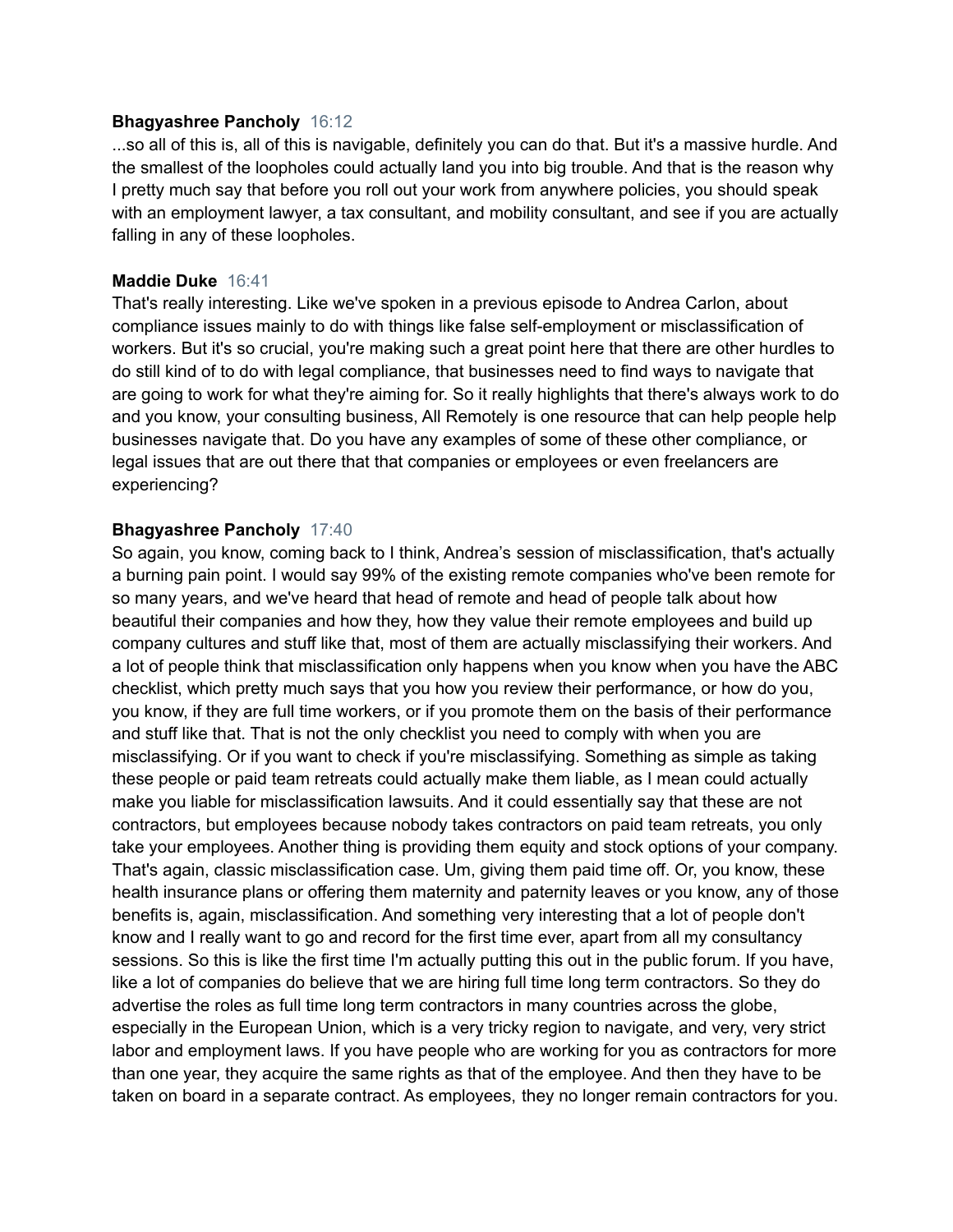**Bhagyashree Pancholy** 16:12

...so all of this is, all of this is navigable, definitely you can do that. But it's a massive hurdle. And the smallest of the loopholes could actually land you into big trouble. And that is the reason why I pretty much say that before you roll out your work from anywhere policies, you should speak with an employment lawyer, a tax consultant, and mobility consultant, and see if you are actually falling in any of these loopholes.

**Maddie Duke** 16:41

That's really interesting. Like we've spoken in a previous episode to Andrea Carlon, about compliance issues mainly to do with things like false self-employment or misclassification of workers. But it's so crucial, you're making such a great point here that there are other hurdles to do still kind of to do with legal compliance, that businesses need to find ways to navigate that are going to work for what they're aiming for. So it really highlights that there's always work to do and you know, your consulting business, All Remotely is one resource that can help people help businesses navigate that. Do you have any examples of some of these other compliance, or legal issues that are out there that that companies or employees or even freelancers are experiencing?

**Bhagyashree Pancholy** 17:40

So again, you know, coming back to I think, Andrea's session of misclassification, that's actually a burning pain point. I would say 99% of the existing remote companies who've been remote for so many years, and we've heard that head of remote and head of people talk about how beautiful their companies and how they, how they value their remote employees and build up company cultures and stuff like that, most of them are actually misclassifying their workers. And a lot of people think that misclassification only happens when you know when you have the ABC checklist, which pretty much says that you how you review their performance, or how do you, you know, if they are full time workers, or if you promote them on the basis of their performance and stuff like that. That is not the only checklist you need to comply with when you are misclassifying. Or if you want to check if you're misclassifying. Something as simple as taking these people or paid team retreats could actually make them liable, as I mean could actually make you liable for misclassification lawsuits. And it could essentially say that these are not contractors, but employees because nobody takes contractors on paid team retreats, you only take your employees. Another thing is providing them equity and stock options of your company. That's again, classic misclassification case. Um, giving them paid time off. Or, you know, these health insurance plans or offering them maternity and paternity leaves or you know, any of those benefits is, again, misclassification. And something very interesting that a lot of people don't know and I really want to go and record for the first time ever, apart from all my consultancy sessions. So this is like the first time I'm actually putting this out in the public forum. If you have, like a lot of companies do believe that we are hiring full time long term contractors. So they do advertise the roles as full time long term contractors in many countries across the globe, especially in the European Union, which is a very tricky region to navigate, and very, very strict labor and employment laws. If you have people who are working for you as contractors for more than one year, they acquire the same rights as that of the employee. And then they have to be taken on board in a separate contract. As employees, they no longer remain contractors for you.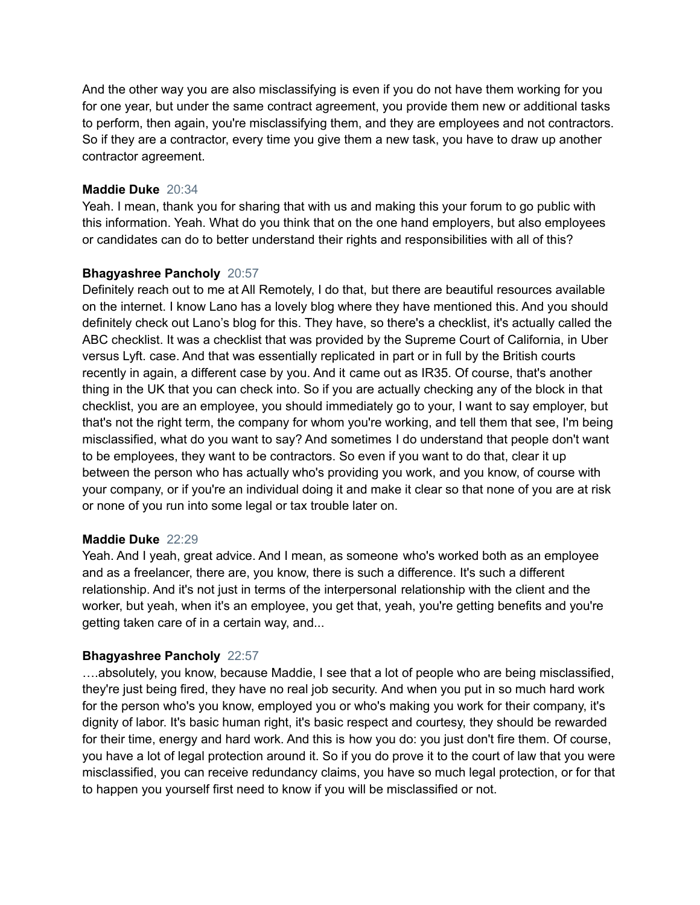And the other way you are also misclassifying is even if you do not have them working for you for one year, but under the same contract agreement, you provide them new or additional tasks to perform, then again, you're misclassifying them, and they are employees and not contractors. So if they are a contractor, every time you give them a new task, you have to draw up another contractor agreement.

**Maddie Duke** 20:34
Yeah. I mean, thank you for sharing that with us and making this your forum to go public with this information. Yeah. What do you think that on the one hand employers, but also employees or candidates can do to better understand their rights and responsibilities with all of this?

**Bhagyashree Pancholy** 20:57
Definitely reach out to me at All Remotely, I do that, but there are beautiful resources available on the internet. I know Lano has a lovely blog where they have mentioned this. And you should definitely check out Lano's blog for this. They have, so there's a checklist, it's actually called the ABC checklist. It was a checklist that was provided by the Supreme Court of California, in Uber versus Lyft. case. And that was essentially replicated in part or in full by the British courts recently in again, a different case by you. And it came out as IR35. Of course, that's another thing in the UK that you can check into. So if you are actually checking any of the block in that checklist, you are an employee, you should immediately go to your, I want to say employer, but that's not the right term, the company for whom you're working, and tell them that see, I'm being misclassified, what do you want to say? And sometimes I do understand that people don't want to be employees, they want to be contractors. So even if you want to do that, clear it up between the person who has actually who's providing you work, and you know, of course with your company, or if you're an individual doing it and make it clear so that none of you are at risk or none of you run into some legal or tax trouble later on.

**Maddie Duke** 22:29
Yeah. And I yeah, great advice. And I mean, as someone who's worked both as an employee and as a freelancer, there are, you know, there is such a difference. It's such a different relationship. And it's not just in terms of the interpersonal relationship with the client and the worker, but yeah, when it's an employee, you get that, yeah, you're getting benefits and you're getting taken care of in a certain way, and...

**Bhagyashree Pancholy** 22:57
….absolutely, you know, because Maddie, I see that a lot of people who are being misclassified, they're just being fired, they have no real job security. And when you put in so much hard work for the person who's you know, employed you or who's making you work for their company, it's dignity of labor. It's basic human right, it's basic respect and courtesy, they should be rewarded for their time, energy and hard work. And this is how you do: you just don't fire them. Of course, you have a lot of legal protection around it. So if you do prove it to the court of law that you were misclassified, you can receive redundancy claims, you have so much legal protection, or for that to happen you yourself first need to know if you will be misclassified or not.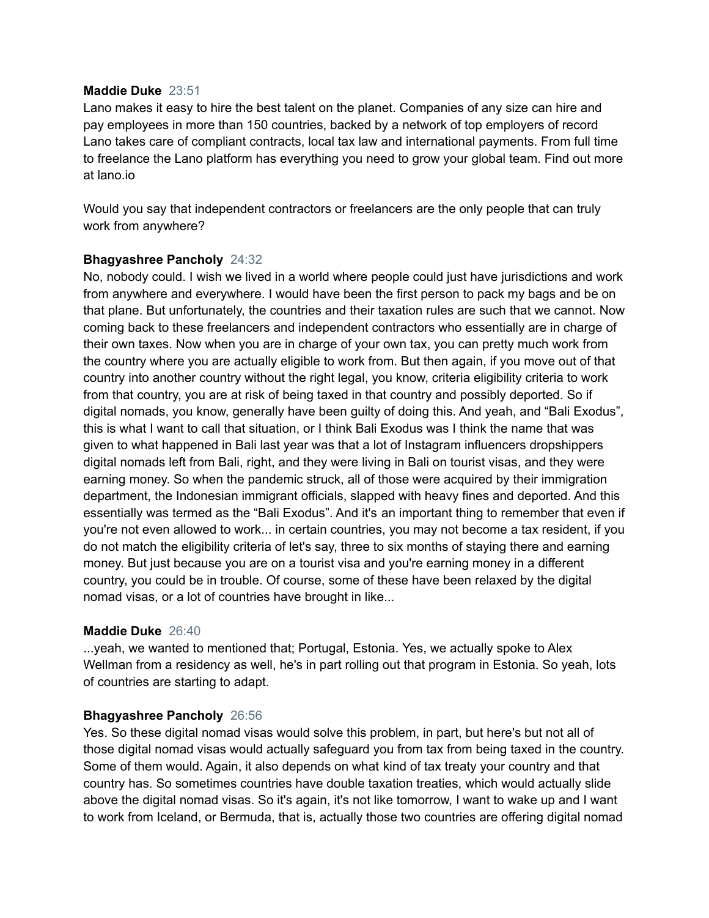**Maddie Duke** 23:51
Lano makes it easy to hire the best talent on the planet. Companies of any size can hire and pay employees in more than 150 countries, backed by a network of top employers of record Lano takes care of compliant contracts, local tax law and international payments. From full time to freelance the Lano platform has everything you need to grow your global team. Find out more at lano.io

Would you say that independent contractors or freelancers are the only people that can truly work from anywhere?

**Bhagyashree Pancholy** 24:32
No, nobody could. I wish we lived in a world where people could just have jurisdictions and work from anywhere and everywhere. I would have been the first person to pack my bags and be on that plane. But unfortunately, the countries and their taxation rules are such that we cannot. Now coming back to these freelancers and independent contractors who essentially are in charge of their own taxes. Now when you are in charge of your own tax, you can pretty much work from the country where you are actually eligible to work from. But then again, if you move out of that country into another country without the right legal, you know, criteria eligibility criteria to work from that country, you are at risk of being taxed in that country and possibly deported. So if digital nomads, you know, generally have been guilty of doing this. And yeah, and "Bali Exodus", this is what I want to call that situation, or I think Bali Exodus was I think the name that was given to what happened in Bali last year was that a lot of Instagram influencers dropshippers digital nomads left from Bali, right, and they were living in Bali on tourist visas, and they were earning money. So when the pandemic struck, all of those were acquired by their immigration department, the Indonesian immigrant officials, slapped with heavy fines and deported. And this essentially was termed as the "Bali Exodus". And it's an important thing to remember that even if you're not even allowed to work... in certain countries, you may not become a tax resident, if you do not match the eligibility criteria of let's say, three to six months of staying there and earning money. But just because you are on a tourist visa and you're earning money in a different country, you could be in trouble. Of course, some of these have been relaxed by the digital nomad visas, or a lot of countries have brought in like...

**Maddie Duke** 26:40
...yeah, we wanted to mentioned that; Portugal, Estonia. Yes, we actually spoke to Alex Wellman from a residency as well, he's in part rolling out that program in Estonia. So yeah, lots of countries are starting to adapt.

**Bhagyashree Pancholy** 26:56
Yes. So these digital nomad visas would solve this problem, in part, but here's but not all of those digital nomad visas would actually safeguard you from tax from being taxed in the country. Some of them would. Again, it also depends on what kind of tax treaty your country and that country has. So sometimes countries have double taxation treaties, which would actually slide above the digital nomad visas. So it's again, it's not like tomorrow, I want to wake up and I want to work from Iceland, or Bermuda, that is, actually those two countries are offering digital nomad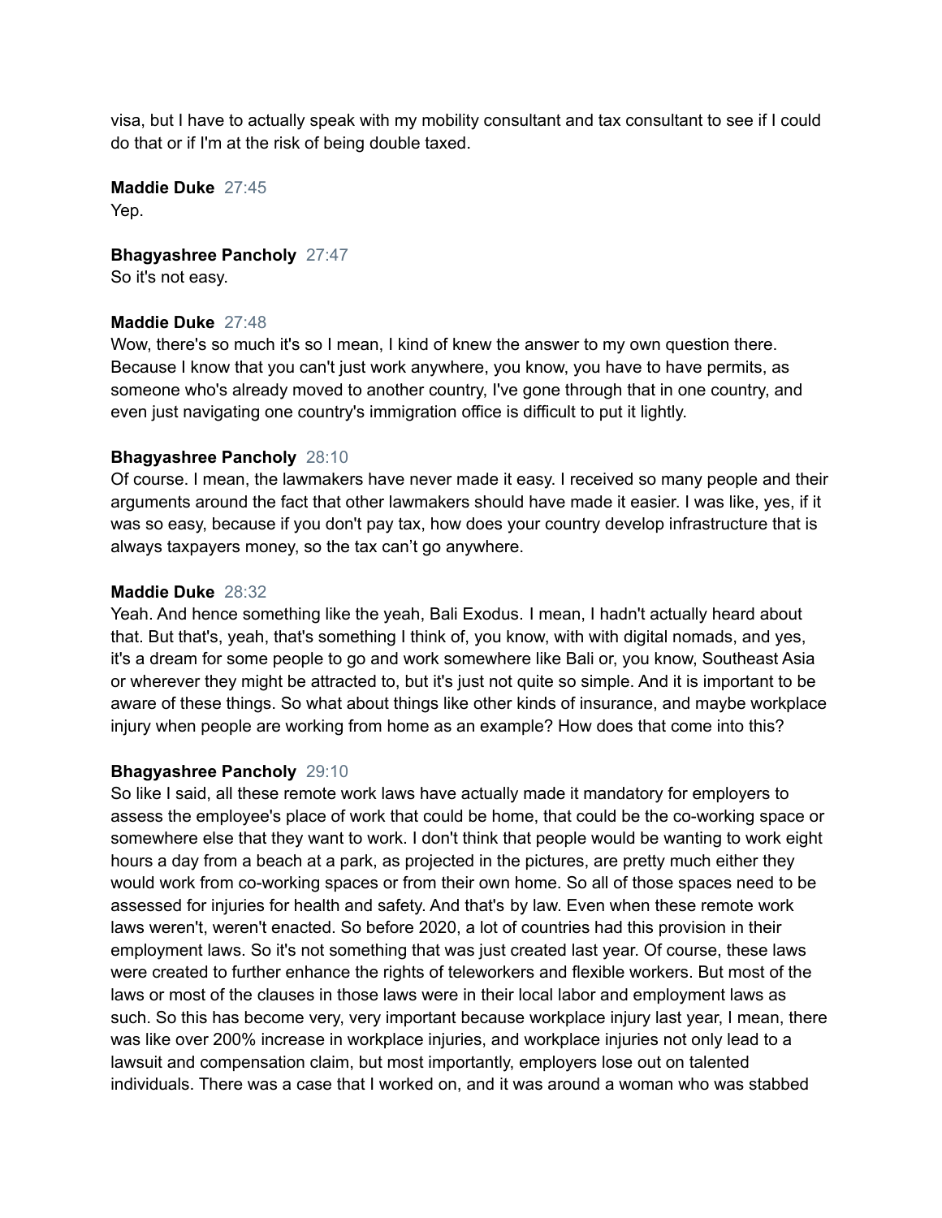visa, but I have to actually speak with my mobility consultant and tax consultant to see if I could do that or if I'm at the risk of being double taxed.

**Maddie Duke** 27:45
Yep.

**Bhagyashree Pancholy** 27:47
So it's not easy.

**Maddie Duke** 27:48
Wow, there's so much it's so I mean, I kind of knew the answer to my own question there. Because I know that you can't just work anywhere, you know, you have to have permits, as someone who's already moved to another country, I've gone through that in one country, and even just navigating one country's immigration office is difficult to put it lightly.

**Bhagyashree Pancholy** 28:10
Of course. I mean, the lawmakers have never made it easy. I received so many people and their arguments around the fact that other lawmakers should have made it easier. I was like, yes, if it was so easy, because if you don't pay tax, how does your country develop infrastructure that is always taxpayers money, so the tax can't go anywhere.

**Maddie Duke** 28:32
Yeah. And hence something like the yeah, Bali Exodus. I mean, I hadn't actually heard about that. But that's, yeah, that's something I think of, you know, with with digital nomads, and yes, it's a dream for some people to go and work somewhere like Bali or, you know, Southeast Asia or wherever they might be attracted to, but it's just not quite so simple. And it is important to be aware of these things. So what about things like other kinds of insurance, and maybe workplace injury when people are working from home as an example? How does that come into this?

**Bhagyashree Pancholy** 29:10
So like I said, all these remote work laws have actually made it mandatory for employers to assess the employee's place of work that could be home, that could be the co-working space or somewhere else that they want to work. I don't think that people would be wanting to work eight hours a day from a beach at a park, as projected in the pictures, are pretty much either they would work from co-working spaces or from their own home. So all of those spaces need to be assessed for injuries for health and safety. And that's by law. Even when these remote work laws weren't, weren't enacted. So before 2020, a lot of countries had this provision in their employment laws. So it's not something that was just created last year. Of course, these laws were created to further enhance the rights of teleworkers and flexible workers. But most of the laws or most of the clauses in those laws were in their local labor and employment laws as such. So this has become very, very important because workplace injury last year, I mean, there was like over 200% increase in workplace injuries, and workplace injuries not only lead to a lawsuit and compensation claim, but most importantly, employers lose out on talented individuals. There was a case that I worked on, and it was around a woman who was stabbed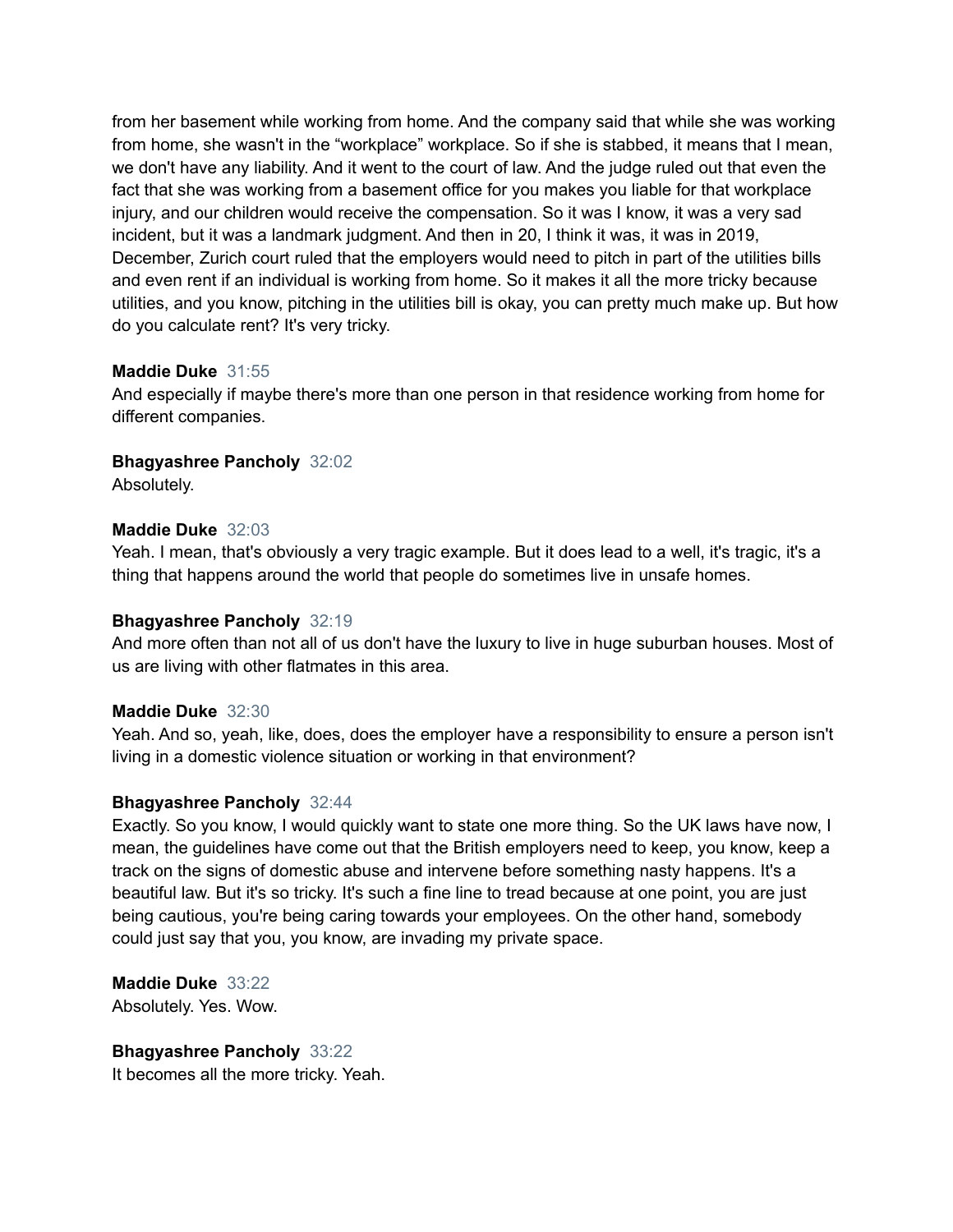from her basement while working from home. And the company said that while she was working from home, she wasn't in the "workplace" workplace. So if she is stabbed, it means that I mean, we don't have any liability. And it went to the court of law. And the judge ruled out that even the fact that she was working from a basement office for you makes you liable for that workplace injury, and our children would receive the compensation. So it was I know, it was a very sad incident, but it was a landmark judgment. And then in 20, I think it was, it was in 2019, December, Zurich court ruled that the employers would need to pitch in part of the utilities bills and even rent if an individual is working from home. So it makes it all the more tricky because utilities, and you know, pitching in the utilities bill is okay, you can pretty much make up. But how do you calculate rent? It's very tricky.

**Maddie Duke** 31:55
And especially if maybe there's more than one person in that residence working from home for different companies.

**Bhagyashree Pancholy** 32:02
Absolutely.

**Maddie Duke** 32:03
Yeah. I mean, that's obviously a very tragic example. But it does lead to a well, it's tragic, it's a thing that happens around the world that people do sometimes live in unsafe homes.

**Bhagyashree Pancholy** 32:19
And more often than not all of us don't have the luxury to live in huge suburban houses. Most of us are living with other flatmates in this area.

**Maddie Duke** 32:30
Yeah. And so, yeah, like, does, does the employer have a responsibility to ensure a person isn't living in a domestic violence situation or working in that environment?

**Bhagyashree Pancholy** 32:44
Exactly. So you know, I would quickly want to state one more thing. So the UK laws have now, I mean, the guidelines have come out that the British employers need to keep, you know, keep a track on the signs of domestic abuse and intervene before something nasty happens. It's a beautiful law. But it's so tricky. It's such a fine line to tread because at one point, you are just being cautious, you're being caring towards your employees. On the other hand, somebody could just say that you, you know, are invading my private space.

**Maddie Duke** 33:22
Absolutely. Yes. Wow.

**Bhagyashree Pancholy** 33:22
It becomes all the more tricky. Yeah.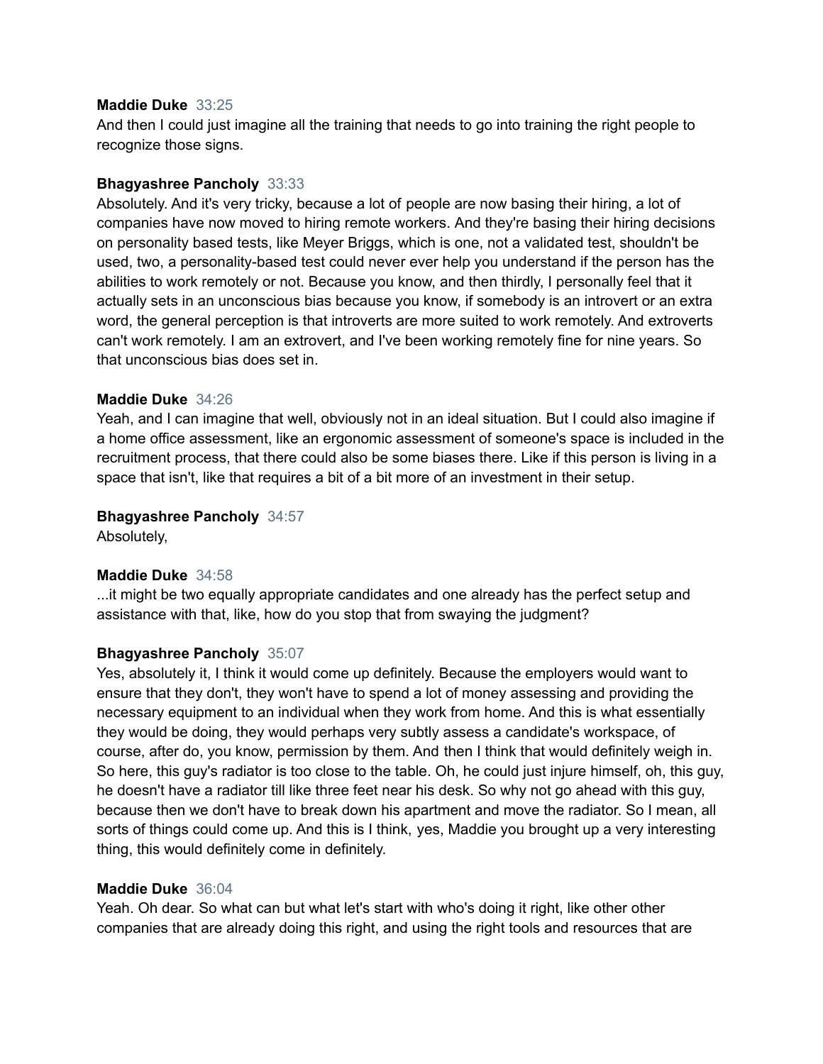**Maddie Duke** 33:25
And then I could just imagine all the training that needs to go into training the right people to recognize those signs.

**Bhagyashree Pancholy** 33:33
Absolutely. And it's very tricky, because a lot of people are now basing their hiring, a lot of companies have now moved to hiring remote workers. And they're basing their hiring decisions on personality based tests, like Meyer Briggs, which is one, not a validated test, shouldn't be used, two, a personality-based test could never ever help you understand if the person has the abilities to work remotely or not. Because you know, and then thirdly, I personally feel that it actually sets in an unconscious bias because you know, if somebody is an introvert or an extra word, the general perception is that introverts are more suited to work remotely. And extroverts can't work remotely. I am an extrovert, and I've been working remotely fine for nine years. So that unconscious bias does set in.

**Maddie Duke** 34:26
Yeah, and I can imagine that well, obviously not in an ideal situation. But I could also imagine if a home office assessment, like an ergonomic assessment of someone's space is included in the recruitment process, that there could also be some biases there. Like if this person is living in a space that isn't, like that requires a bit of a bit more of an investment in their setup.

**Bhagyashree Pancholy** 34:57
Absolutely,

**Maddie Duke** 34:58
...it might be two equally appropriate candidates and one already has the perfect setup and assistance with that, like, how do you stop that from swaying the judgment?

**Bhagyashree Pancholy** 35:07
Yes, absolutely it, I think it would come up definitely. Because the employers would want to ensure that they don't, they won't have to spend a lot of money assessing and providing the necessary equipment to an individual when they work from home. And this is what essentially they would be doing, they would perhaps very subtly assess a candidate's workspace, of course, after do, you know, permission by them. And then I think that would definitely weigh in. So here, this guy's radiator is too close to the table. Oh, he could just injure himself, oh, this guy, he doesn't have a radiator till like three feet near his desk. So why not go ahead with this guy, because then we don't have to break down his apartment and move the radiator. So I mean, all sorts of things could come up. And this is I think, yes, Maddie you brought up a very interesting thing, this would definitely come in definitely.

**Maddie Duke** 36:04
Yeah. Oh dear. So what can but what let's start with who's doing it right, like other other companies that are already doing this right, and using the right tools and resources that are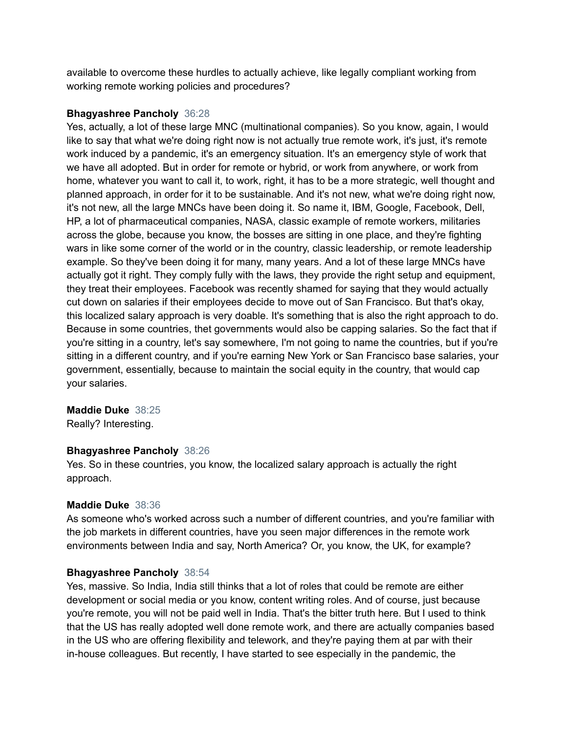available to overcome these hurdles to actually achieve, like legally compliant working from working remote working policies and procedures?

**Bhagyashree Pancholy** 36:28
Yes, actually, a lot of these large MNC (multinational companies). So you know, again, I would like to say that what we're doing right now is not actually true remote work, it's just, it's remote work induced by a pandemic, it's an emergency situation. It's an emergency style of work that we have all adopted. But in order for remote or hybrid, or work from anywhere, or work from home, whatever you want to call it, to work, right, it has to be a more strategic, well thought and planned approach, in order for it to be sustainable. And it's not new, what we're doing right now, it's not new, all the large MNCs have been doing it. So name it, IBM, Google, Facebook, Dell, HP, a lot of pharmaceutical companies, NASA, classic example of remote workers, militaries across the globe, because you know, the bosses are sitting in one place, and they're fighting wars in like some corner of the world or in the country, classic leadership, or remote leadership example. So they've been doing it for many, many years. And a lot of these large MNCs have actually got it right. They comply fully with the laws, they provide the right setup and equipment, they treat their employees. Facebook was recently shamed for saying that they would actually cut down on salaries if their employees decide to move out of San Francisco. But that's okay, this localized salary approach is very doable. It's something that is also the right approach to do. Because in some countries, thet governments would also be capping salaries. So the fact that if you're sitting in a country, let's say somewhere, I'm not going to name the countries, but if you're sitting in a different country, and if you're earning New York or San Francisco base salaries, your government, essentially, because to maintain the social equity in the country, that would cap your salaries.

**Maddie Duke** 38:25
Really? Interesting.

**Bhagyashree Pancholy** 38:26
Yes. So in these countries, you know, the localized salary approach is actually the right approach.

**Maddie Duke** 38:36
As someone who's worked across such a number of different countries, and you're familiar with the job markets in different countries, have you seen major differences in the remote work environments between India and say, North America? Or, you know, the UK, for example?

**Bhagyashree Pancholy** 38:54
Yes, massive. So India, India still thinks that a lot of roles that could be remote are either development or social media or you know, content writing roles. And of course, just because you're remote, you will not be paid well in India. That's the bitter truth here. But I used to think that the US has really adopted well done remote work, and there are actually companies based in the US who are offering flexibility and telework, and they're paying them at par with their in-house colleagues. But recently, I have started to see especially in the pandemic, the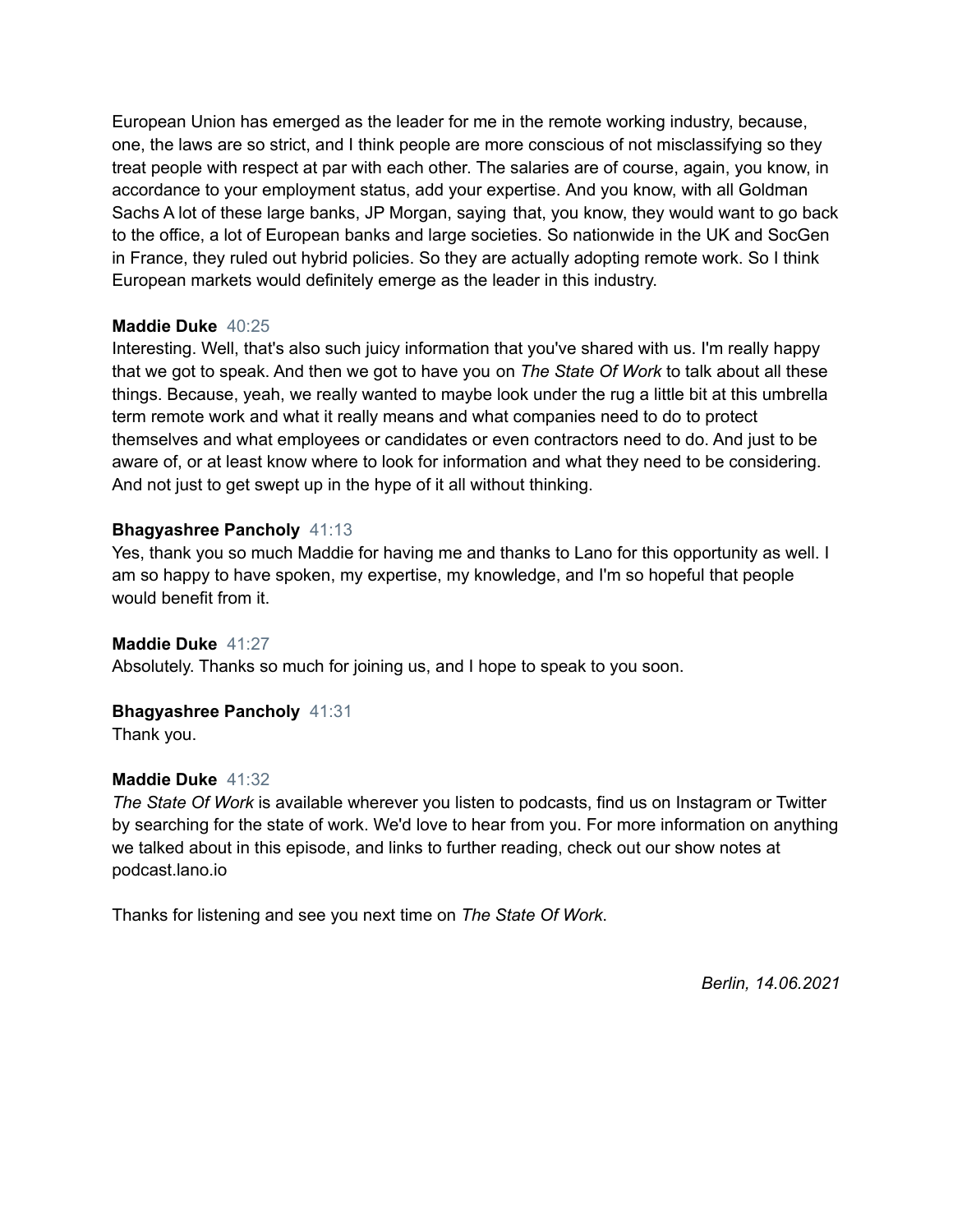European Union has emerged as the leader for me in the remote working industry, because, one, the laws are so strict, and I think people are more conscious of not misclassifying so they treat people with respect at par with each other. The salaries are of course, again, you know, in accordance to your employment status, add your expertise. And you know, with all Goldman Sachs A lot of these large banks, JP Morgan, saying that, you know, they would want to go back to the office, a lot of European banks and large societies. So nationwide in the UK and SocGen in France, they ruled out hybrid policies. So they are actually adopting remote work. So I think European markets would definitely emerge as the leader in this industry.

**Maddie Duke** 40:25
Interesting. Well, that's also such juicy information that you've shared with us. I'm really happy that we got to speak. And then we got to have you on *The State Of Work* to talk about all these things. Because, yeah, we really wanted to maybe look under the rug a little bit at this umbrella term remote work and what it really means and what companies need to do to protect themselves and what employees or candidates or even contractors need to do. And just to be aware of, or at least know where to look for information and what they need to be considering. And not just to get swept up in the hype of it all without thinking.

**Bhagyashree Pancholy** 41:13
Yes, thank you so much Maddie for having me and thanks to Lano for this opportunity as well. I am so happy to have spoken, my expertise, my knowledge, and I'm so hopeful that people would benefit from it.

**Maddie Duke** 41:27
Absolutely. Thanks so much for joining us, and I hope to speak to you soon.

**Bhagyashree Pancholy** 41:31
Thank you.

**Maddie Duke** 41:32
*The State Of Work* is available wherever you listen to podcasts, find us on Instagram or Twitter by searching for the state of work. We'd love to hear from you. For more information on anything we talked about in this episode, and links to further reading, check out our show notes at podcast.lano.io

Thanks for listening and see you next time on *The State Of Work*.

*Berlin, 14.06.2021*